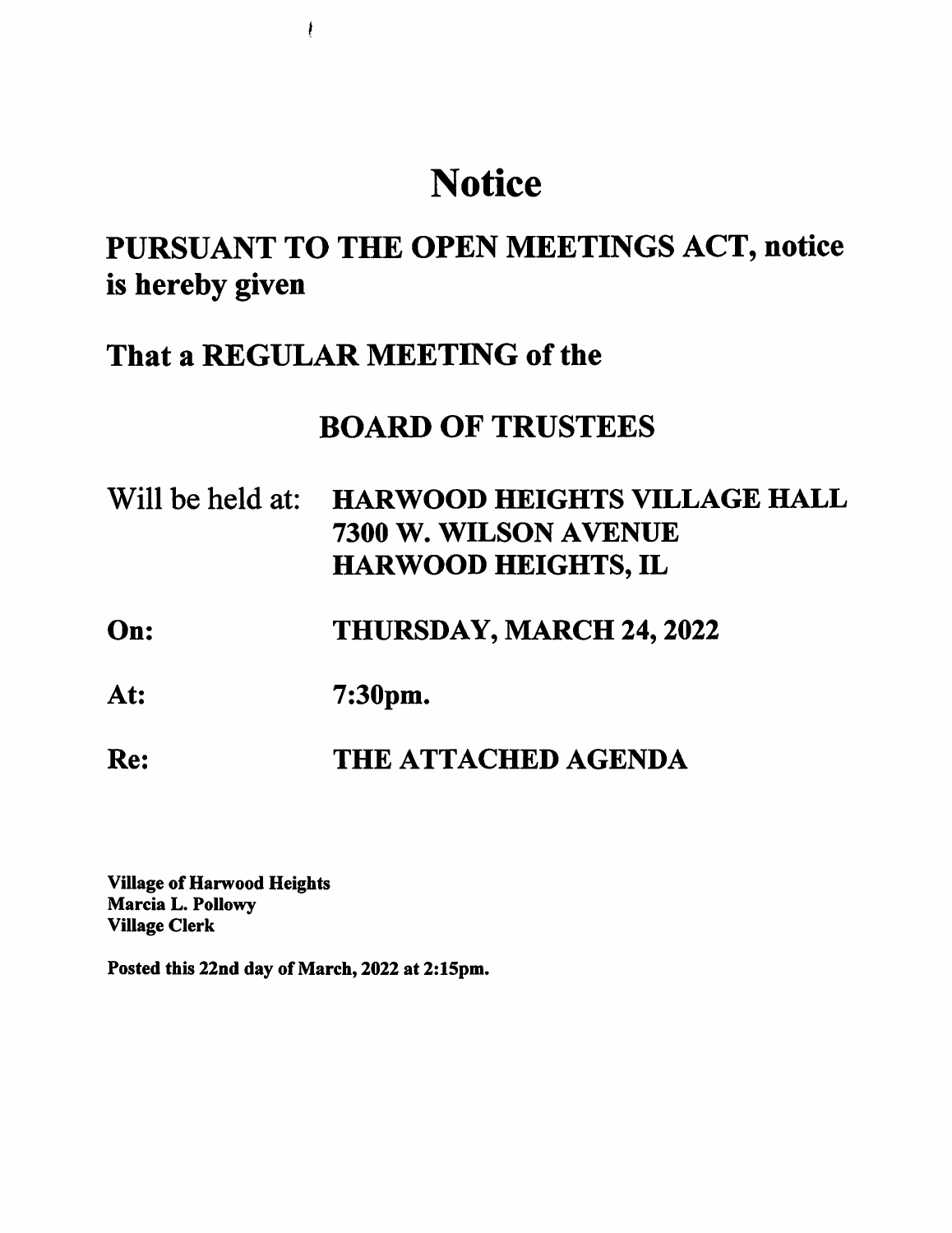# Notice

## PURSUANT TO THE OPEN MEETINGS ACT, notice is hereby given

## That a REGULAR MEETING of the

## BOARD OF TRUSTEES

Will be held at: **HARWOOD HEIGHTS VILLAGE HALL**
**7300 W. WILSON AVENUE**
**HARWOOD HEIGHTS, IL**

**On:** **THURSDAY, MARCH 24, 2022**

**At:** **7:30pm.**

**Re:** **THE ATTACHED AGENDA**

**Village of Harwood Heights**
**Marcia L. Pollowy**
**Village Clerk**

**Posted this 22nd day of March, 2022 at 2:15pm.**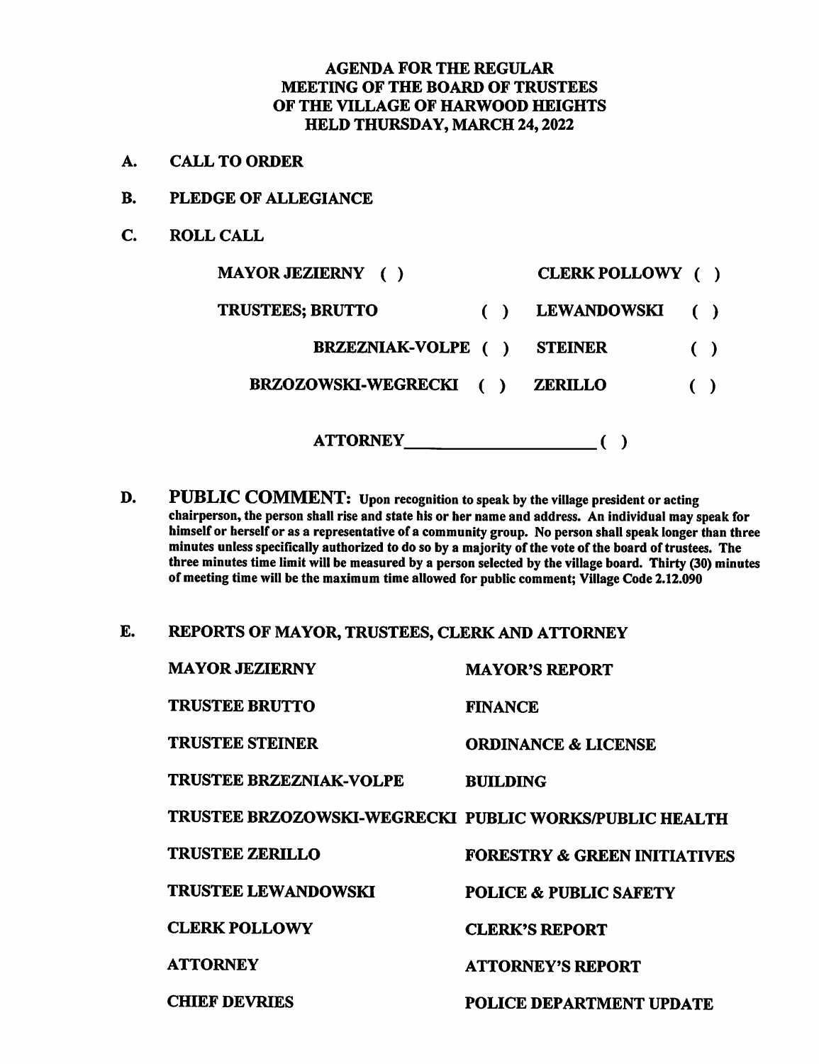# AGENDA FOR THE REGULAR MEETING OF THE BOARD OF TRUSTEES OF THE VILLAGE OF HARWOOD HEIGHTS HELD THURSDAY, MARCH 24, 2022

**A. CALL TO ORDER**

**B. PLEDGE OF ALLEGIANCE**

**C. ROLL CALL**

| | | | |
|---|---|---|---|
| MAYOR JEZIERNY ( ) | | CLERK POLLOWY ( ) | |
| TRUSTEES; BRUTTO | ( ) | LEWANDOWSKI | ( ) |
| BRZEZNIAK-VOLPE | ( ) | STEINER | ( ) |
| BRZOZOWSKI-WEGRECKI | ( ) | ZERILLO | ( ) |

ATTORNEY\_\_\_\_\_\_\_\_\_\_\_\_\_\_\_\_\_\_\_\_ ( )

**D. PUBLIC COMMENT:** Upon recognition to speak by the village president or acting chairperson, the person shall rise and state his or her name and address. An individual may speak for himself or herself or as a representative of a community group. No person shall speak longer than three minutes unless specifically authorized to do so by a majority of the vote of the board of trustees. The three minutes time limit will be measured by a person selected by the village board. Thirty (30) minutes of meeting time will be the maximum time allowed for public comment; Village Code 2.12.090

**E. REPORTS OF MAYOR, TRUSTEES, CLERK AND ATTORNEY**

| | |
|---|---|
| MAYOR JEZIERNY | MAYOR'S REPORT |
| TRUSTEE BRUTTO | FINANCE |
| TRUSTEE STEINER | ORDINANCE & LICENSE |
| TRUSTEE BRZEZNIAK-VOLPE | BUILDING |
| TRUSTEE BRZOZOWSKI-WEGRECKI | PUBLIC WORKS/PUBLIC HEALTH |
| TRUSTEE ZERILLO | FORESTRY & GREEN INITIATIVES |
| TRUSTEE LEWANDOWSKI | POLICE & PUBLIC SAFETY |
| CLERK POLLOWY | CLERK'S REPORT |
| ATTORNEY | ATTORNEY'S REPORT |
| CHIEF DEVRIES | POLICE DEPARTMENT UPDATE |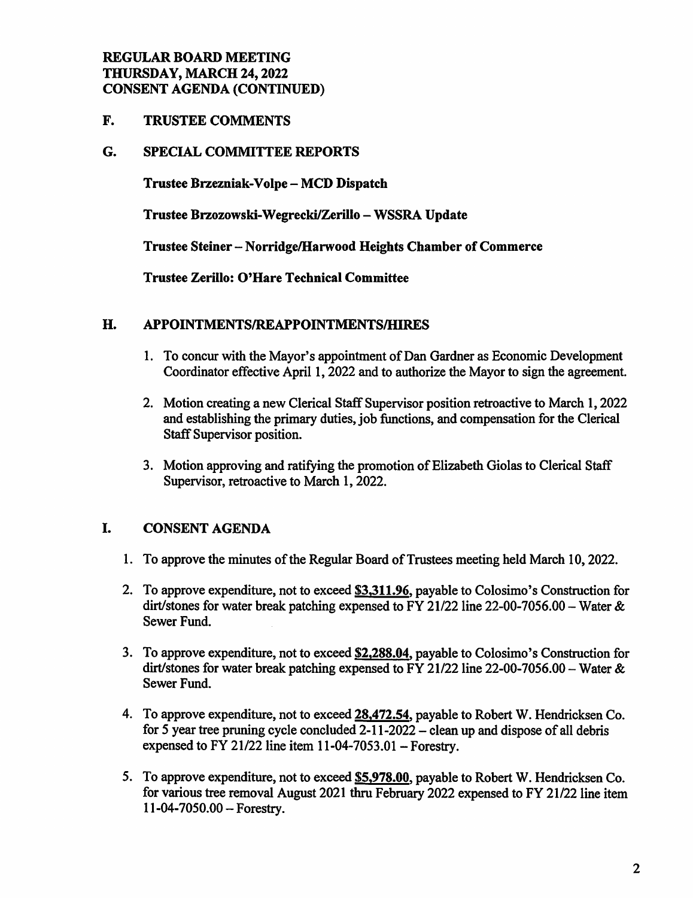**REGULAR BOARD MEETING**
**THURSDAY, MARCH 24, 2022**
**CONSENT AGENDA (CONTINUED)**

## F. TRUSTEE COMMENTS

## G. SPECIAL COMMITTEE REPORTS

**Trustee Brzezniak-Volpe – MCD Dispatch**

**Trustee Brzozowski-Wegrecki/Zerillo – WSSRA Update**

**Trustee Steiner – Norridge/Harwood Heights Chamber of Commerce**

**Trustee Zerillo: O'Hare Technical Committee**

## H. APPOINTMENTS/REAPPOINTMENTS/HIRES

1. To concur with the Mayor's appointment of Dan Gardner as Economic Development Coordinator effective April 1, 2022 and to authorize the Mayor to sign the agreement.

2. Motion creating a new Clerical Staff Supervisor position retroactive to March 1, 2022 and establishing the primary duties, job functions, and compensation for the Clerical Staff Supervisor position.

3. Motion approving and ratifying the promotion of Elizabeth Giolas to Clerical Staff Supervisor, retroactive to March 1, 2022.

## I. CONSENT AGENDA

1. To approve the minutes of the Regular Board of Trustees meeting held March 10, 2022.

2. To approve expenditure, not to exceed **$3,311.96**, payable to Colosimo's Construction for dirt/stones for water break patching expensed to FY 21/22 line 22-00-7056.00 – Water & Sewer Fund.

3. To approve expenditure, not to exceed **$2,288.04**, payable to Colosimo's Construction for dirt/stones for water break patching expensed to FY 21/22 line 22-00-7056.00 – Water & Sewer Fund.

4. To approve expenditure, not to exceed **28,472.54**, payable to Robert W. Hendricksen Co. for 5 year tree pruning cycle concluded 2-11-2022 – clean up and dispose of all debris expensed to FY 21/22 line item 11-04-7053.01 – Forestry.

5. To approve expenditure, not to exceed **$5,978.00**, payable to Robert W. Hendricksen Co. for various tree removal August 2021 thru February 2022 expensed to FY 21/22 line item 11-04-7050.00 – Forestry.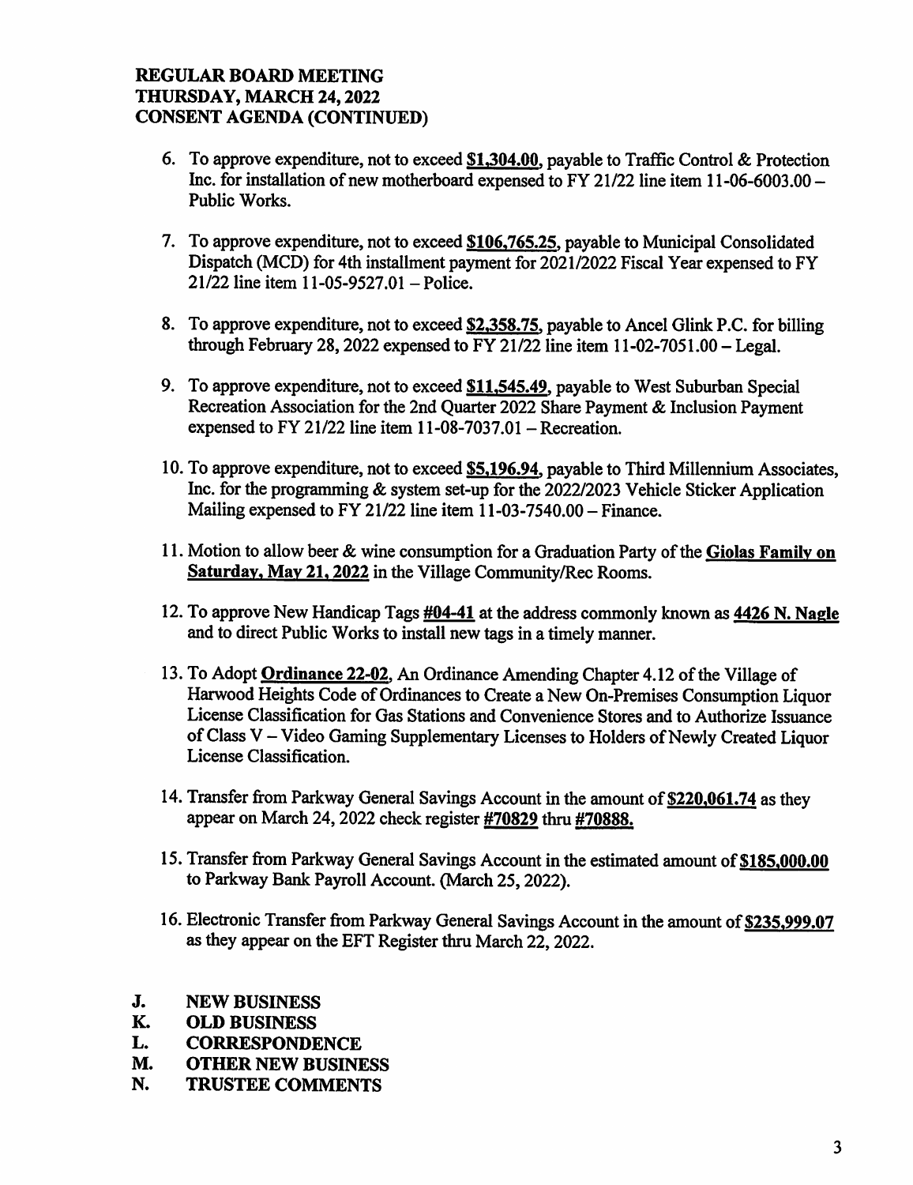**REGULAR BOARD MEETING**
**THURSDAY, MARCH 24, 2022**
**CONSENT AGENDA (CONTINUED)**

6. To approve expenditure, not to exceed **$1,304.00**, payable to Traffic Control & Protection Inc. for installation of new motherboard expensed to FY 21/22 line item 11-06-6003.00 – Public Works.

7. To approve expenditure, not to exceed **$106,765.25**, payable to Municipal Consolidated Dispatch (MCD) for 4th installment payment for 2021/2022 Fiscal Year expensed to FY 21/22 line item 11-05-9527.01 – Police.

8. To approve expenditure, not to exceed **$2,358.75**, payable to Ancel Glink P.C. for billing through February 28, 2022 expensed to FY 21/22 line item 11-02-7051.00 – Legal.

9. To approve expenditure, not to exceed **$11,545.49**, payable to West Suburban Special Recreation Association for the 2nd Quarter 2022 Share Payment & Inclusion Payment expensed to FY 21/22 line item 11-08-7037.01 – Recreation.

10. To approve expenditure, not to exceed **$5,196.94**, payable to Third Millennium Associates, Inc. for the programming & system set-up for the 2022/2023 Vehicle Sticker Application Mailing expensed to FY 21/22 line item 11-03-7540.00 – Finance.

11. Motion to allow beer & wine consumption for a Graduation Party of the **Giolas Family on Saturday, May 21, 2022** in the Village Community/Rec Rooms.

12. To approve New Handicap Tags **#04-41** at the address commonly known as **4426 N. Nagle** and to direct Public Works to install new tags in a timely manner.

13. To Adopt **Ordinance 22-02**, An Ordinance Amending Chapter 4.12 of the Village of Harwood Heights Code of Ordinances to Create a New On-Premises Consumption Liquor License Classification for Gas Stations and Convenience Stores and to Authorize Issuance of Class V – Video Gaming Supplementary Licenses to Holders of Newly Created Liquor License Classification.

14. Transfer from Parkway General Savings Account in the amount of **$220,061.74** as they appear on March 24, 2022 check register **#70829** thru **#70888.**

15. Transfer from Parkway General Savings Account in the estimated amount of **$185,000.00** to Parkway Bank Payroll Account. (March 25, 2022).

16. Electronic Transfer from Parkway General Savings Account in the amount of **$235,999.07** as they appear on the EFT Register thru March 22, 2022.

**J. NEW BUSINESS**
**K. OLD BUSINESS**
**L. CORRESPONDENCE**
**M. OTHER NEW BUSINESS**
**N. TRUSTEE COMMENTS**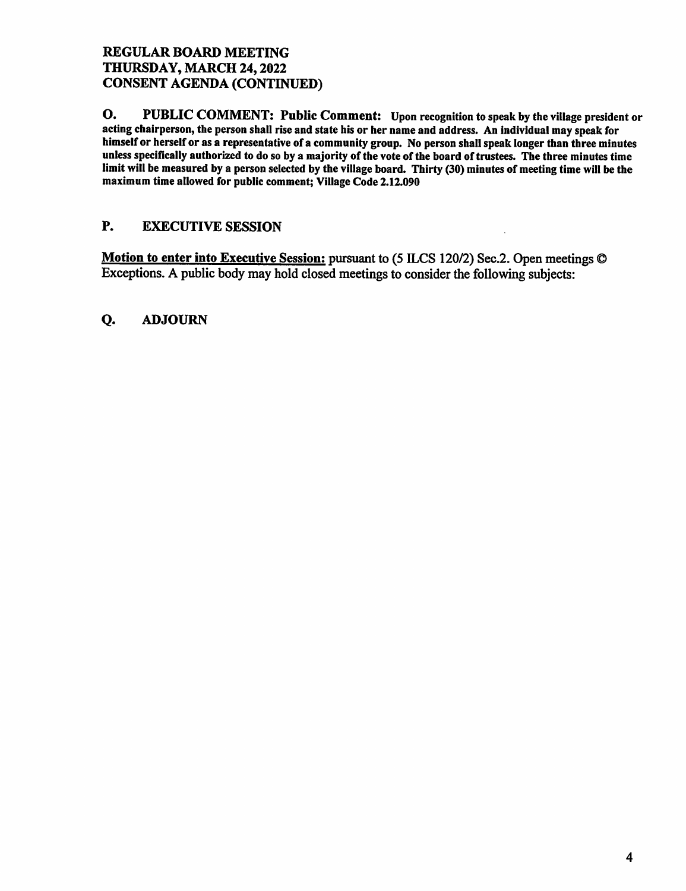**REGULAR BOARD MEETING**
**THURSDAY, MARCH 24, 2022**
**CONSENT AGENDA (CONTINUED)**

**O. PUBLIC COMMENT: Public Comment: Upon recognition to speak by the village president or acting chairperson, the person shall rise and state his or her name and address. An individual may speak for himself or herself or as a representative of a community group. No person shall speak longer than three minutes unless specifically authorized to do so by a majority of the vote of the board of trustees. The three minutes time limit will be measured by a person selected by the village board. Thirty (30) minutes of meeting time will be the maximum time allowed for public comment; Village Code 2.12.090**

## P. EXECUTIVE SESSION

**Motion to enter into Executive Session:** pursuant to (5 ILCS 120/2) Sec.2. Open meetings © Exceptions. A public body may hold closed meetings to consider the following subjects:

## Q. ADJOURN